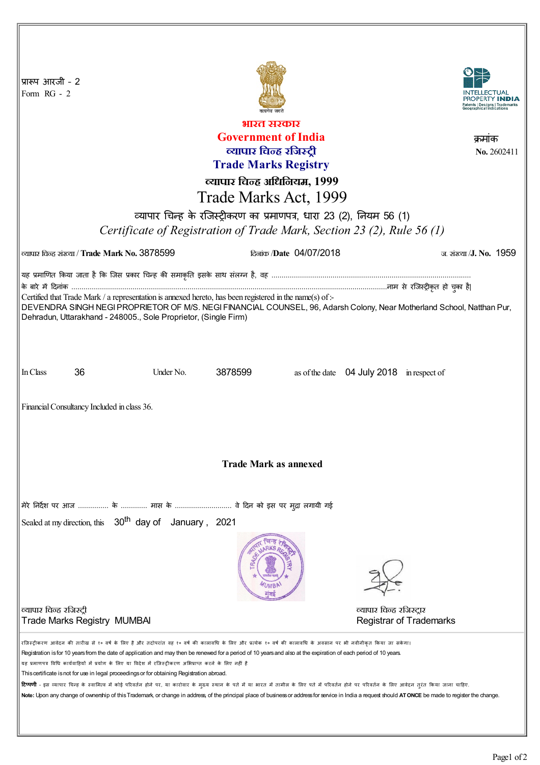प्रारूप आरजी - 2
Form RG - 2

भारत सरकार
**Government of India**
व्यापार चिन्ह रजिस्ट्री
**Trade Marks Registry**
**व्यापार चिन्ह अधिनियम, 1999**
# Trade Marks Act, 1999

क्रमांक
**No.** 2602411

व्यापार चिन्ह के रजिस्ट्रीकरण का प्रमाणपत्र, धारा 23 (2), नियम 56 (1)
*Certificate of Registration of Trade Mark, Section 23 (2), Rule 56 (1)*

व्यापार चिन्ह संख्या / **Trade Mark No.** 3878599 दिनांक /**Date** 04/07/2018 ज. संख्या /**J. No.** 1959

यह प्रमाणित किया जाता है कि जिस प्रकार चिन्ह की समाकृति इसके साथ संलग्न है, वह .................................................................................................
के बारे में दिनांक .........................................................................................................................................................नाम से रजिस्ट्रीकृत हो चुका है|
Certified that Trade Mark / a representation is annexed hereto, has been registered in the name(s) of :-
DEVENDRA SINGH NEGI PROPRIETOR OF M/S. NEGI FINANCIAL COUNSEL, 96, Adarsh Colony, Near Motherland School, Natthan Pur, Dehradun, Uttarakhand - 248005., Sole Proprietor, (Single Firm)

In Class 36 Under No. 3878599 as of the date 04 July 2018 in respect of

Financial Consultancy Included in class 36.

**Trade Mark as annexed**

मेरे निर्देश पर आज ............... के ............ मास के ............................ वे दिन को इस पर मुद्रा लगायी गई
Sealed at my direction, this 30th day of January , 2021

व्यापार चिन्ह रजिस्ट्री
Trade Marks Registry MUMBAI

व्यापार चिन्ह रजिस्ट्रार
Registrar of Trademarks

रजिस्ट्रीकरण आवेदन की तारीख से १० वर्ष के लिए है और तदोपरांत वह १० वर्ष की कालावधि के लिए और प्रत्येक १० वर्ष की कालावधि के अवसान पर भी नवीनीकृत किया जा सकेगा।
Registration is for 10 years from the date of application and may then be renewed for a period of 10 years and also at the expiration of each period of 10 years.
यह प्रमाणपत्र विधि कार्यवाहियों में प्रयोग के लिए या विदेश में रजिस्ट्रीकरण अभिप्राप्त करने के लिए नहीं है
This certificate is not for use in legal proceedings or for obtaining Registration abroad.
**टिप्पणी** - इस व्यापार चिन्ह के स्वामित्व में कोई परिवर्तन होने पर, या कारोबार के मुख्य स्थान के पते में या भारत में तामील के लिए पते में परिवर्तन होने पर परिवर्तन के लिए आवेदन तुरंत किया जाना चाहिए।
**Note:** Upon any change of ownership of this Trademark, or change in address, of the principal place of business or address for service in India a request should **AT ONCE** be made to register the change.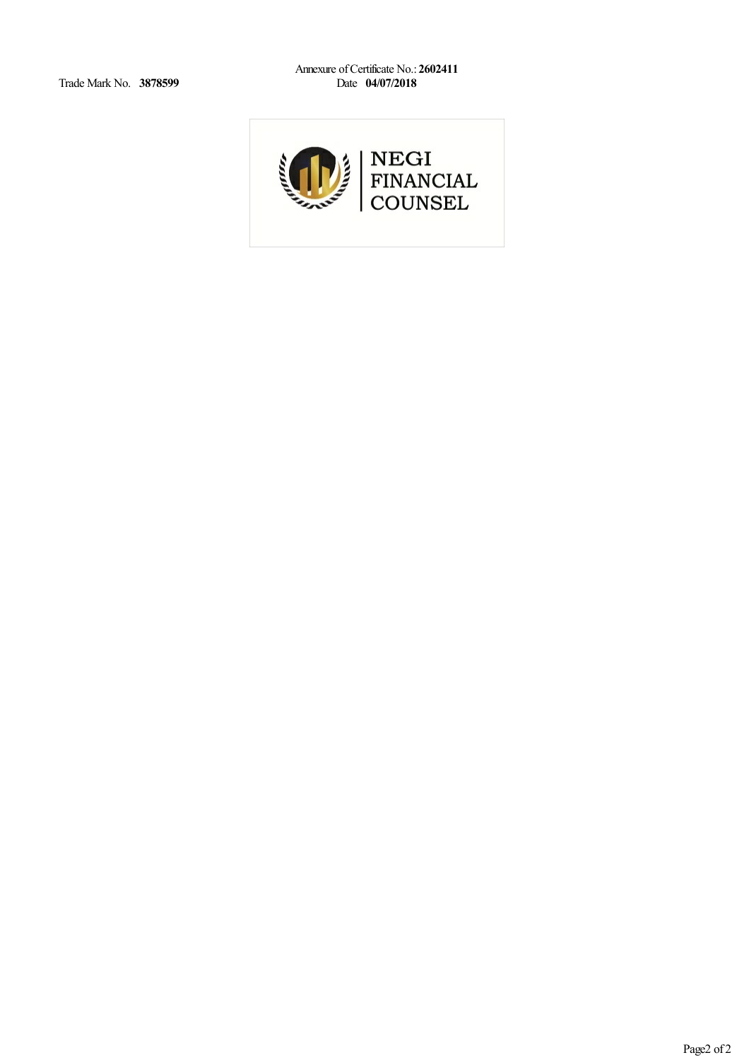Trade Mark No. **3878599**

Annexure of Certificate No.: **2602411**
Date **04/07/2018**

NEGI
FINANCIAL
COUNSEL